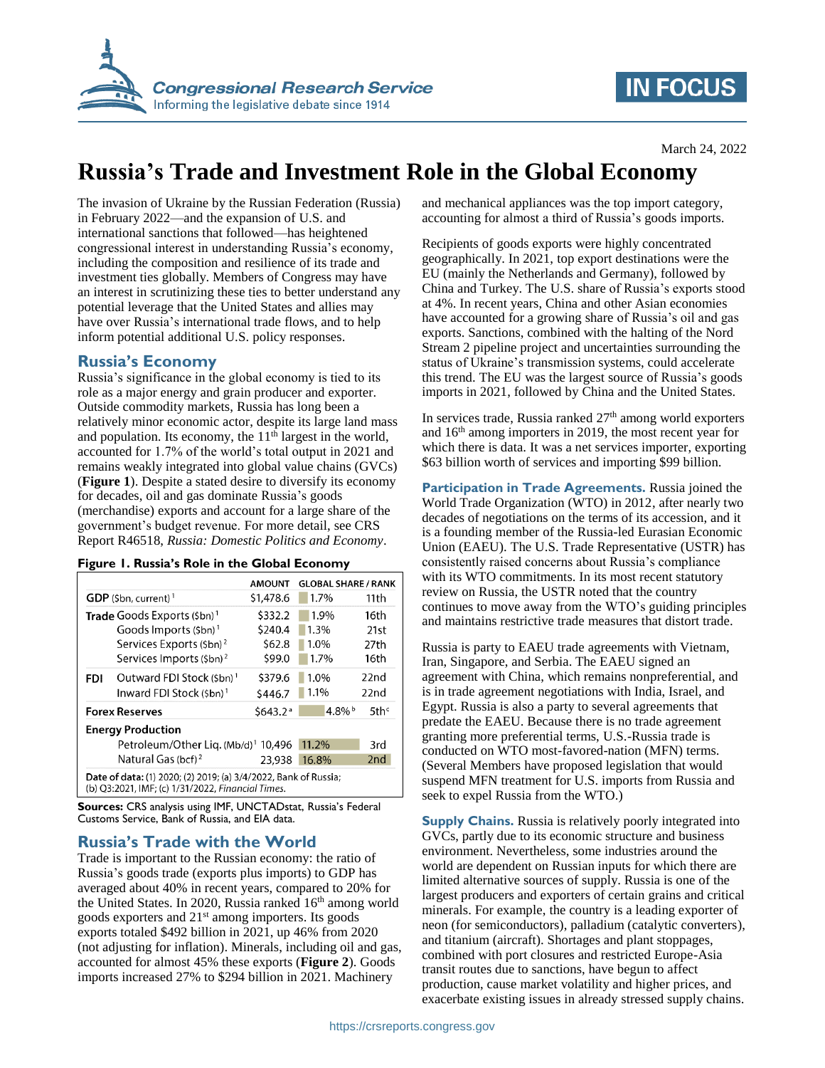March 24, 2022

# Russia's Trade and Investment Role in the Global Economy

The invasion of Ukraine by the Russian Federation (Russia) in February 2022—and the expansion of U.S. and international sanctions that followed—has heightened congressional interest in understanding Russia's economy, including the composition and resilience of its trade and investment ties globally. Members of Congress may have an interest in scrutinizing these ties to better understand any potential leverage that the United States and allies may have over Russia's international trade flows, and to help inform potential additional U.S. policy responses.

## Russia's Economy

Russia's significance in the global economy is tied to its role as a major energy and grain producer and exporter. Outside commodity markets, Russia has long been a relatively minor economic actor, despite its large land mass and population. Its economy, the 11th largest in the world, accounted for 1.7% of the world's total output in 2021 and remains weakly integrated into global value chains (GVCs) (**Figure 1**). Despite a stated desire to diversify its economy for decades, oil and gas dominate Russia's goods (merchandise) exports and account for a large share of the government's budget revenue. For more detail, see CRS Report R46518, *Russia: Domestic Politics and Economy*.

**Figure 1. Russia's Role in the Global Economy**

| | | AMOUNT | GLOBAL SHARE | RANK |
|---|---|---|---|---|
| **GDP** ($bn, current)[1] | | $1,478.6 | 1.7% | 11th |
| **Trade** | Goods Exports ($bn)[1] | $332.2 | 1.9% | 16th |
| | Goods Imports ($bn)[1] | $240.4 | 1.3% | 21st |
| | Services Exports ($bn)[2] | $62.8 | 1.0% | 27th |
| | Services Imports ($bn)[2] | $99.0 | 1.7% | 16th |
| **FDI** | Outward FDI Stock ($bn)[1] | $379.6 | 1.0% | 22nd |
| | Inward FDI Stock ($bn)[1] | $446.7 | 1.1% | 22nd |
| **Forex Reserves** | | $643.2[a] | 4.8%[b] | 5th[c] |
| **Energy Production** | | | | |
| | Petroleum/Other Liq. (Mb/d)[1] | 10,496 | 11.2% | 3rd |
| | Natural Gas (bcf)[2] | 23,938 | 16.8% | 2nd |

**Date of data:** (1) 2020; (2) 2019; (a) 3/4/2022, Bank of Russia; (b) Q3:2021, IMF; (c) 1/31/2022, *Financial Times*.

**Sources:** CRS analysis using IMF, UNCTADstat, Russia's Federal Customs Service, Bank of Russia, and EIA data.

## Russia's Trade with the World

Trade is important to the Russian economy: the ratio of Russia's goods trade (exports plus imports) to GDP has averaged about 40% in recent years, compared to 20% for the United States. In 2020, Russia ranked 16th among world goods exporters and 21st among importers. Its goods exports totaled $492 billion in 2021, up 46% from 2020 (not adjusting for inflation). Minerals, including oil and gas, accounted for almost 45% these exports (**Figure 2**). Goods imports increased 27% to $294 billion in 2021. Machinery and mechanical appliances was the top import category, accounting for almost a third of Russia's goods imports.

Recipients of goods exports were highly concentrated geographically. In 2021, top export destinations were the EU (mainly the Netherlands and Germany), followed by China and Turkey. The U.S. share of Russia's exports stood at 4%. In recent years, China and other Asian economies have accounted for a growing share of Russia's oil and gas exports. Sanctions, combined with the halting of the Nord Stream 2 pipeline project and uncertainties surrounding the status of Ukraine's transmission systems, could accelerate this trend. The EU was the largest source of Russia's goods imports in 2021, followed by China and the United States.

In services trade, Russia ranked 27th among world exporters and 16th among importers in 2019, the most recent year for which there is data. It was a net services importer, exporting $63 billion worth of services and importing $99 billion.

**Participation in Trade Agreements.** Russia joined the World Trade Organization (WTO) in 2012, after nearly two decades of negotiations on the terms of its accession, and it is a founding member of the Russia-led Eurasian Economic Union (EAEU). The U.S. Trade Representative (USTR) has consistently raised concerns about Russia's compliance with its WTO commitments. In its most recent statutory review on Russia, the USTR noted that the country continues to move away from the WTO's guiding principles and maintains restrictive trade measures that distort trade.

Russia is party to EAEU trade agreements with Vietnam, Iran, Singapore, and Serbia. The EAEU signed an agreement with China, which remains nonpreferential, and is in trade agreement negotiations with India, Israel, and Egypt. Russia is also a party to several agreements that predate the EAEU. Because there is no trade agreement granting more preferential terms, U.S.-Russia trade is conducted on WTO most-favored-nation (MFN) terms. (Several Members have proposed legislation that would suspend MFN treatment for U.S. imports from Russia and seek to expel Russia from the WTO.)

**Supply Chains.** Russia is relatively poorly integrated into GVCs, partly due to its economic structure and business environment. Nevertheless, some industries around the world are dependent on Russian inputs for which there are limited alternative sources of supply. Russia is one of the largest producers and exporters of certain grains and critical minerals. For example, the country is a leading exporter of neon (for semiconductors), palladium (catalytic converters), and titanium (aircraft). Shortages and plant stoppages, combined with port closures and restricted Europe-Asia transit routes due to sanctions, have begun to affect production, cause market volatility and higher prices, and exacerbate existing issues in already stressed supply chains.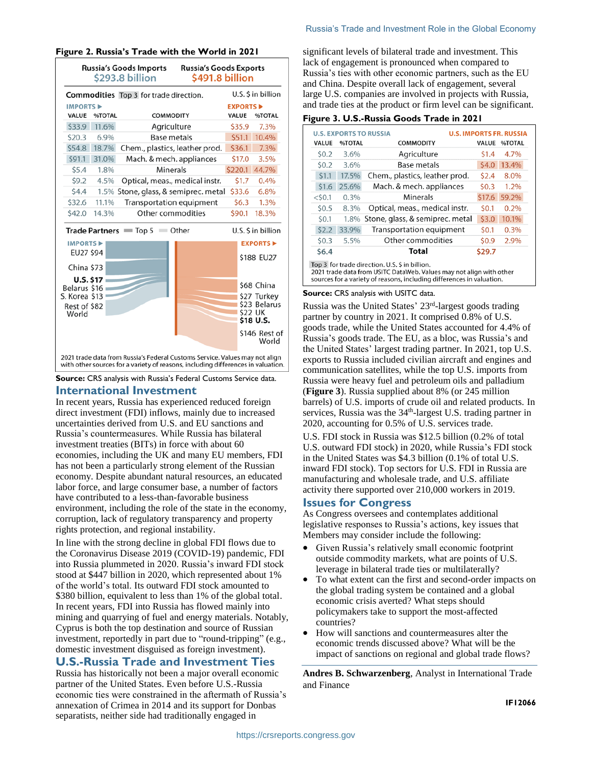**Figure 2. Russia's Trade with the World in 2021**

| Russia's Goods Imports | Russia's Goods Exports |
|---|---|
| $293.8 billion | $491.8 billion |

Commodities [Top 3 for trade direction.] U.S. $ in billion

| IMPORTS VALUE | IMPORTS %TOTAL | COMMODITY | EXPORTS VALUE | EXPORTS %TOTAL |
|---|---|---|---|---|
| $33.9 | 11.6% | Agriculture | $35.9 | 7.3% |
| $20.3 | 6.9% | Base metals | $51.1 | 10.4% |
| $54.8 | 18.7% | Chem., plastics, leather prod. | $36.1 | 7.3% |
| $91.1 | 31.0% | Mach. & mech. appliances | $17.0 | 3.5% |
| $5.4 | 1.8% | Minerals | $220.1 | 44.7% |
| $9.2 | 4.5% | Optical, meas., medical instr. | $1.7 | 0.4% |
| $4.4 | 1.5% | Stone, glass, & semiprec. metal | $33.6 | 6.8% |
| $32.6 | 11.1% | Transportation equipment | $6.3 | 1.3% |
| $42.0 | 14.3% | Other commodities | $90.1 | 18.3% |

Trade Partners — Top 5 — Other. U.S. $ in billion

| IMPORTS | EXPORTS |
|---|---|
| EU27 $94 | $188 EU27 |
| China $73 | $68 China |
| **U.S. $17** | $27 Turkey |
| Belarus $16 | $23 Belarus |
| S. Korea $13 | $22 UK |
| Rest of World $82 | **$18 U.S.** |
| | $146 Rest of World |

2021 trade data from Russia's Federal Customs Service. Values may not align with other sources for a variety of reasons, including differences in valuation.

**Source:** CRS analysis with Russia's Federal Customs Service data.

## International Investment

In recent years, Russia has experienced reduced foreign direct investment (FDI) inflows, mainly due to increased uncertainties derived from U.S. and EU sanctions and Russia's countermeasures. While Russia has bilateral investment treaties (BITs) in force with about 60 economies, including the UK and many EU members, FDI has not been a particularly strong element of the Russian economy. Despite abundant natural resources, an educated labor force, and large consumer base, a number of factors have contributed to a less-than-favorable business environment, including the role of the state in the economy, corruption, lack of regulatory transparency and property rights protection, and regional instability.

In line with the strong decline in global FDI flows due to the Coronavirus Disease 2019 (COVID-19) pandemic, FDI into Russia plummeted in 2020. Russia's inward FDI stock stood at $447 billion in 2020, which represented about 1% of the world's total. Its outward FDI stock amounted to $380 billion, equivalent to less than 1% of the global total. In recent years, FDI into Russia has flowed mainly into mining and quarrying of fuel and energy materials. Notably, Cyprus is both the top destination and source of Russian investment, reportedly in part due to "round-tripping" (e.g., domestic investment disguised as foreign investment).

## U.S.-Russia Trade and Investment Ties

Russia has historically not been a major overall economic partner of the United States. Even before U.S.-Russia economic ties were constrained in the aftermath of Russia's annexation of Crimea in 2014 and its support for Donbas separatists, neither side had traditionally engaged in significant levels of bilateral trade and investment. This lack of engagement is pronounced when compared to Russia's ties with other economic partners, such as the EU and China. Despite overall lack of engagement, several large U.S. companies are involved in projects with Russia, and trade ties at the product or firm level can be significant.

**Figure 3. U.S.-Russia Goods Trade in 2021**

| U.S. EXPORTS TO RUSSIA VALUE | U.S. EXPORTS TO RUSSIA %TOTAL | COMMODITY | U.S. IMPORTS FR. RUSSIA VALUE | U.S. IMPORTS FR. RUSSIA %TOTAL |
|---|---|---|---|---|
| $0.2 | 3.6% | Agriculture | $1.4 | 4.7% |
| $0.2 | 3.6% | Base metals | $4.0 | 13.4% |
| $1.1 | 17.5% | Chem., plastics, leather prod. | $2.4 | 8.0% |
| $1.6 | 25.6% | Mach. & mech. appliances | $0.3 | 1.2% |
| <$0.1 | 0.3% | Minerals | $17.6 | 59.2% |
| $0.5 | 8.3% | Optical, meas., medical instr. | $0.1 | 0.2% |
| $0.1 | 1.8% | Stone, glass, & semiprec. metal | $3.0 | 10.1% |
| $2.2 | 33.9% | Transportation equipment | $0.1 | 0.3% |
| $0.3 | 5.5% | Other commodities | $0.9 | 2.9% |
| **$6.4** | | **Total** | **$29.7** | |

Top 3 for trade direction. U.S. $ in billion.
2021 trade data from USITC DataWeb. Values may not align with other sources for a variety of reasons, including differences in valuation.

**Source:** CRS analysis with USITC data.

Russia was the United States' 23rd-largest goods trading partner by country in 2021. It comprised 0.8% of U.S. goods trade, while the United States accounted for 4.4% of Russia's goods trade. The EU, as a bloc, was Russia's and the United States' largest trading partner. In 2021, top U.S. exports to Russia included civilian aircraft and engines and communication satellites, while the top U.S. imports from Russia were heavy fuel and petroleum oils and palladium (**Figure 3**). Russia supplied about 8% (or 245 million barrels) of U.S. imports of crude oil and related products. In services, Russia was the 34th-largest U.S. trading partner in 2020, accounting for 0.5% of U.S. services trade.

U.S. FDI stock in Russia was $12.5 billion (0.2% of total U.S. outward FDI stock) in 2020, while Russia's FDI stock in the United States was $4.3 billion (0.1% of total U.S. inward FDI stock). Top sectors for U.S. FDI in Russia are manufacturing and wholesale trade, and U.S. affiliate activity there supported over 210,000 workers in 2019.

## Issues for Congress

As Congress oversees and contemplates additional legislative responses to Russia's actions, key issues that Members may consider include the following:

- Given Russia's relatively small economic footprint outside commodity markets, what are points of U.S. leverage in bilateral trade ties or multilaterally?
- To what extent can the first and second-order impacts on the global trading system be contained and a global economic crisis averted? What steps should policymakers take to support the most-affected countries?
- How will sanctions and countermeasures alter the economic trends discussed above? What will be the impact of sanctions on regional and global trade flows?

**Andres B. Schwarzenberg**, Analyst in International Trade and Finance

**IF12066**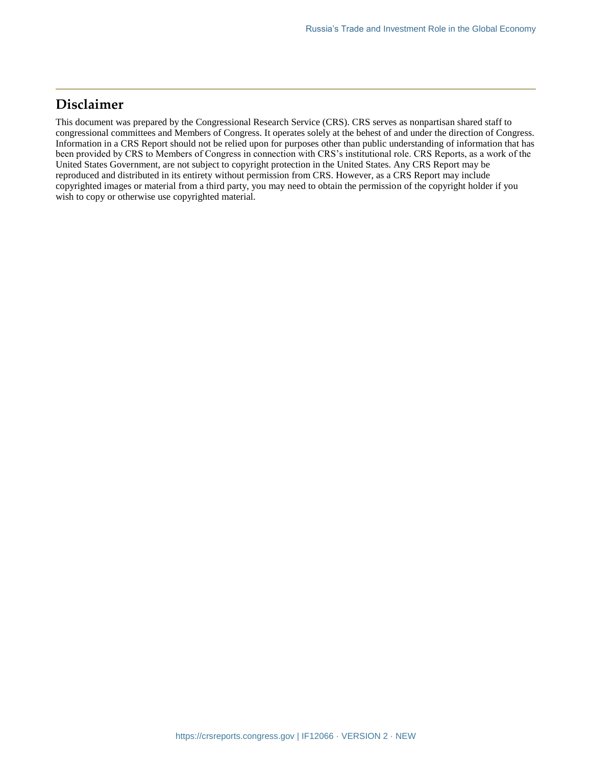## Disclaimer

This document was prepared by the Congressional Research Service (CRS). CRS serves as nonpartisan shared staff to congressional committees and Members of Congress. It operates solely at the behest of and under the direction of Congress. Information in a CRS Report should not be relied upon for purposes other than public understanding of information that has been provided by CRS to Members of Congress in connection with CRS's institutional role. CRS Reports, as a work of the United States Government, are not subject to copyright protection in the United States. Any CRS Report may be reproduced and distributed in its entirety without permission from CRS. However, as a CRS Report may include copyrighted images or material from a third party, you may need to obtain the permission of the copyright holder if you wish to copy or otherwise use copyrighted material.